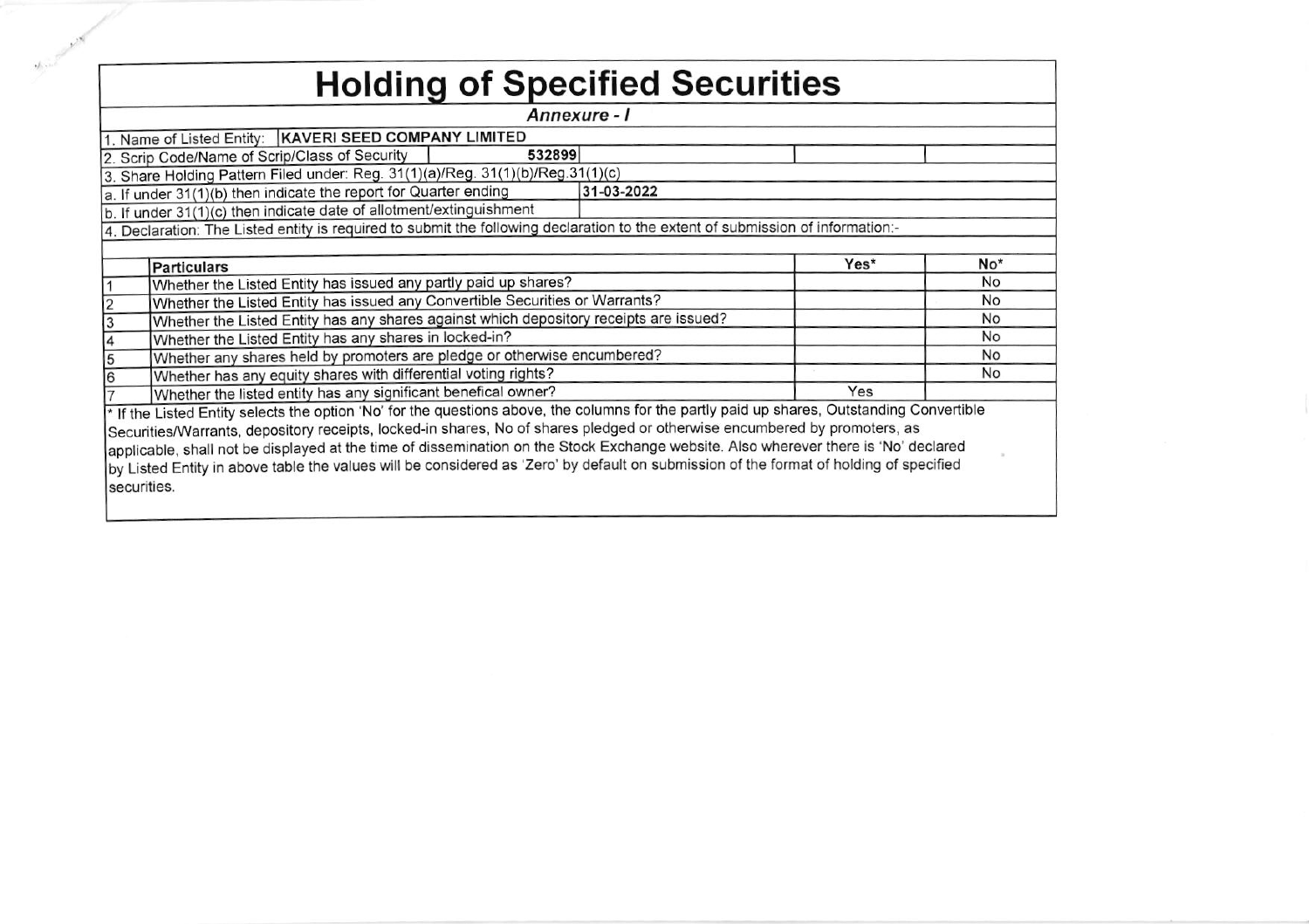# Holding of Specified Securities

*Annexure - I*

1. Name of Listed Entity: **KAVERI SEED COMPANY LIMITED**
2. Scrip Code/Name of Scrip/Class of Security: 532899
3. Share Holding Pattern Filed under: Reg. 31(1)(a)/Reg. 31(1)(b)/Reg.31(1)(c)

a. If under 31(1)(b) then indicate the report for Quarter ending: 31-03-2022

b. If under 31(1)(c) then indicate date of allotment/extinguishment

4. Declaration: The Listed entity is required to submit the following declaration to the extent of submission of information:-

| | Particulars | Yes* | No* |
|---|---|---|---|
| 1 | Whether the Listed Entity has issued any partly paid up shares? | | No |
| 2 | Whether the Listed Entity has issued any Convertible Securities or Warrants? | | No |
| 3 | Whether the Listed Entity has any shares against which depository receipts are issued? | | No |
| 4 | Whether the Listed Entity has any shares in locked-in? | | No |
| 5 | Whether any shares held by promoters are pledge or otherwise encumbered? | | No |
| 6 | Whether has any equity shares with differential voting rights? | | No |
| 7 | Whether the listed entity has any significant benefical owner? | Yes | |

* If the Listed Entity selects the option 'No' for the questions above, the columns for the partly paid up shares, Outstanding Convertible Securities/Warrants, depository receipts, locked-in shares, No of shares pledged or otherwise encumbered by promoters, as applicable, shall not be displayed at the time of dissemination on the Stock Exchange website. Also wherever there is 'No' declared by Listed Entity in above table the values will be considered as 'Zero' by default on submission of the format of holding of specified securities.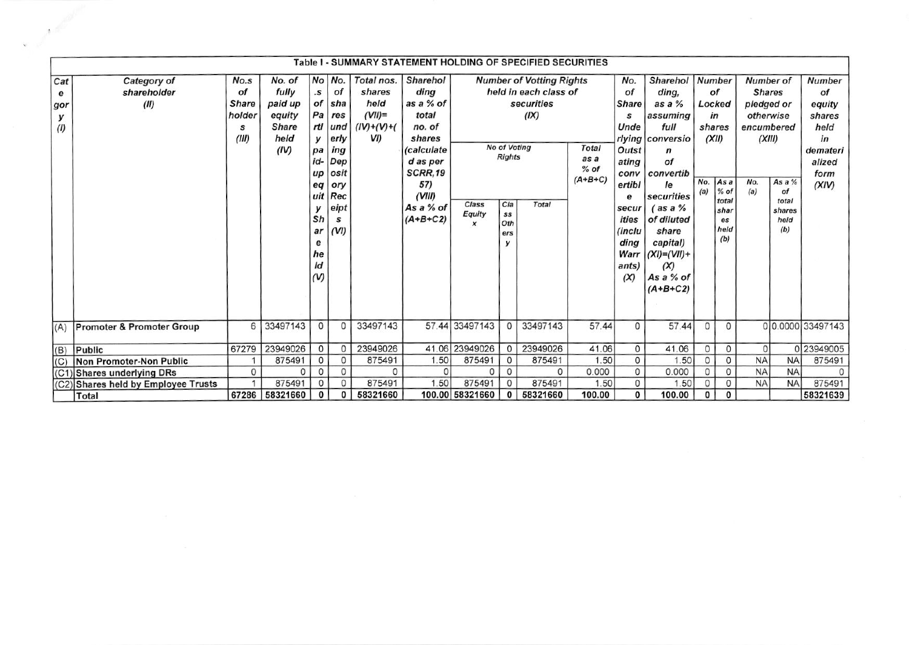# Table I - SUMMARY STATEMENT HOLDING OF SPECIFIED SECURITIES

| Category (I) | Category of shareholder (II) | No.s of Shareholders (III) | No. of fully paid up equity Share held (IV) | No.s of Partly paid-up equity Share held (V) | No. of shares underlying Depository Receipts (VI) | Total nos. shares held (VII)=(IV)+(V)+(VI) | Shareholding as a % of total no. of shares (calculated as per SCRR,1957) (VIII) As a % of (A+B+C2) | Number of Votting Rights held in each class of securities (IX) | | | | No. of Shares Underlying Outstating convertible securities (including Warrants) (X) | Shareholding, as a % assuming full conversion of convertible securities ( as a % of diluted share capital) (XI)=(VII)+(X) As a % of (A+B+C2) | Number of Locked in shares (XII) | | Number of Shares pledged or otherwise encumbered (XIII) | | Number of equity shares held in dematerialized form (XIV) |
|---|---|---|---|---|---|---|---|---|---|---|---|---|---|---|---|---|---|---|
| | | | | | | | | No of Voting Rights | | | Total as a % of (A+B+C) | | | No. (a) | As a % of total shares held (b) | No. (a) | As a % of total shares held (b) | |
| | | | | | | | | Class Equity x | Class Others y | Total | | | | | | | | |
| (A) | Promoter & Promoter Group | 6 | 33497143 | 0 | 0 | 33497143 | 57.44 | 33497143 | 0 | 33497143 | 57.44 | 0 | 57.44 | 0 | 0 | 0 | 0.0000 | 33497143 |
| (B) | Public | 67279 | 23949026 | 0 | 0 | 23949026 | 41.06 | 23949026 | 0 | 23949026 | 41.06 | 0 | 41.06 | 0 | 0 | 0 | 0 | 23949005 |
| (C) | Non Promoter-Non Public | 1 | 875491 | 0 | 0 | 875491 | 1.50 | 875491 | 0 | 875491 | 1.50 | 0 | 1.50 | 0 | 0 | NA | NA | 875491 |
| (C1) | Shares underlying DRs | 0 | 0 | 0 | 0 | 0 | 0 | 0 | 0 | 0 | 0.000 | 0 | 0.000 | 0 | 0 | NA | NA | 0 |
| (C2) | Shares held by Employee Trusts | 1 | 875491 | 0 | 0 | 875491 | 1.50 | 875491 | 0 | 875491 | 1.50 | 0 | 1.50 | 0 | 0 | NA | NA | 875491 |
| | Total | 67286 | 58321660 | 0 | 0 | 58321660 | 100.00 | 58321660 | 0 | 58321660 | 100.00 | 0 | 100.00 | 0 | 0 | | | 58321639 |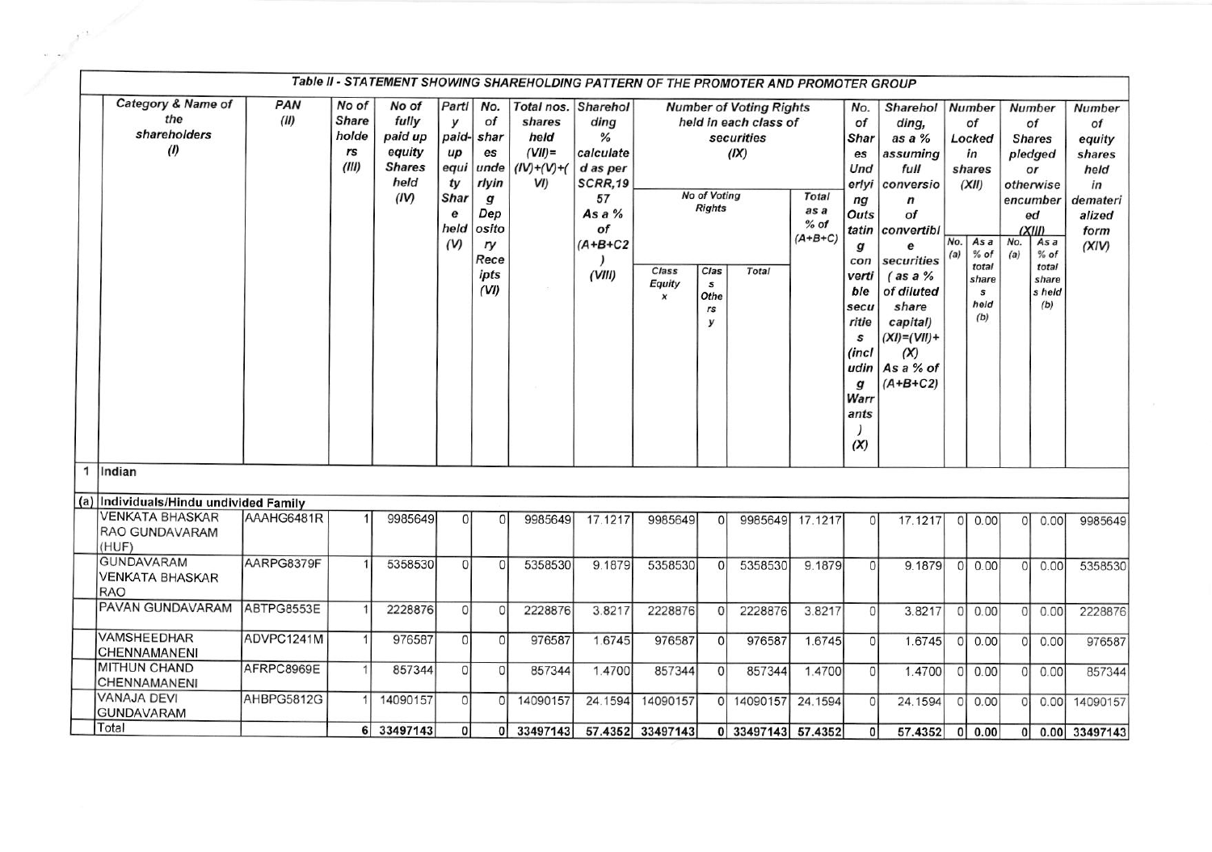**Table II - STATEMENT SHOWING SHAREHOLDING PATTERN OF THE PROMOTER AND PROMOTER GROUP**

| | Category & Name of the shareholders (I) | PAN (II) | No of Shareholders (III) | No of fully paid up equity Shares held (IV) | Partly paid-up equity Share held (V) | No. of shares underlying Depository Receipts (VI) | Total nos. shares held (VII)= (IV)+(V)+(VI) | Shareholding % calculated as per SCRR,1957 As a % of (A+B+C2) (VIII) | Number of Voting Rights held in each class of securities (IX) | | | | No. of Shares Underlying Outstanting convertible securities (including Warrants) (X) | Shareholding, as a % assuming full conversion of convertible securities ( as a % of diluted share capital) (XI)=(VII)+(X) As a % of (A+B+C2) | Number of Locked in shares (XII) | | Number of Shares pledged or otherwise encumbered (XIII) | | Number of equity shares held in dematerialized form (XIV) |
|---|---|---|---|---|---|---|---|---|---|---|---|---|---|---|---|---|---|---|---|
| | | | | | | | | | No of Voting Rights | | | Total as a % of (A+B+C) | | | No. (a) | As a % of total shares held (b) | No. (a) | As a % of total shares held (b) | |
| | | | | | | | | | Class Equity x | Class Others y | Total | | | | | | | | |
| 1 | Indian | | | | | | | | | | | | | | | | | | |
| (a) | Individuals/Hindu undivided Family | | | | | | | | | | | | | | | | | | |
| | VENKATA BHASKAR RAO GUNDAVARAM (HUF) | AAAHG6481R | 1 | 9985649 | 0 | 0 | 9985649 | 17.1217 | 9985649 | 0 | 9985649 | 17.1217 | 0 | 17.1217 | 0 | 0.00 | 0 | 0.00 | 9985649 |
| | GUNDAVARAM VENKATA BHASKAR RAO | AARPG8379F | 1 | 5358530 | 0 | 0 | 5358530 | 9.1879 | 5358530 | 0 | 5358530 | 9.1879 | 0 | 9.1879 | 0 | 0.00 | 0 | 0.00 | 5358530 |
| | PAVAN GUNDAVARAM | ABTPG8553E | 1 | 2228876 | 0 | 0 | 2228876 | 3.8217 | 2228876 | 0 | 2228876 | 3.8217 | 0 | 3.8217 | 0 | 0.00 | 0 | 0.00 | 2228876 |
| | VAMSHEEDHAR CHENNAMANENI | ADVPC1241M | 1 | 976587 | 0 | 0 | 976587 | 1.6745 | 976587 | 0 | 976587 | 1.6745 | 0 | 1.6745 | 0 | 0.00 | 0 | 0.00 | 976587 |
| | MITHUN CHAND CHENNAMANENI | AFRPC8969E | 1 | 857344 | 0 | 0 | 857344 | 1.4700 | 857344 | 0 | 857344 | 1.4700 | 0 | 1.4700 | 0 | 0.00 | 0 | 0.00 | 857344 |
| | VANAJA DEVI GUNDAVARAM | AHBPG5812G | 1 | 14090157 | 0 | 0 | 14090157 | 24.1594 | 14090157 | 0 | 14090157 | 24.1594 | 0 | 24.1594 | 0 | 0.00 | 0 | 0.00 | 14090157 |
| | **Total** | | **6** | **33497143** | **0** | **0** | **33497143** | **57.4352** | **33497143** | **0** | **33497143** | **57.4352** | **0** | **57.4352** | **0** | **0.00** | **0** | **0.00** | **33497143** |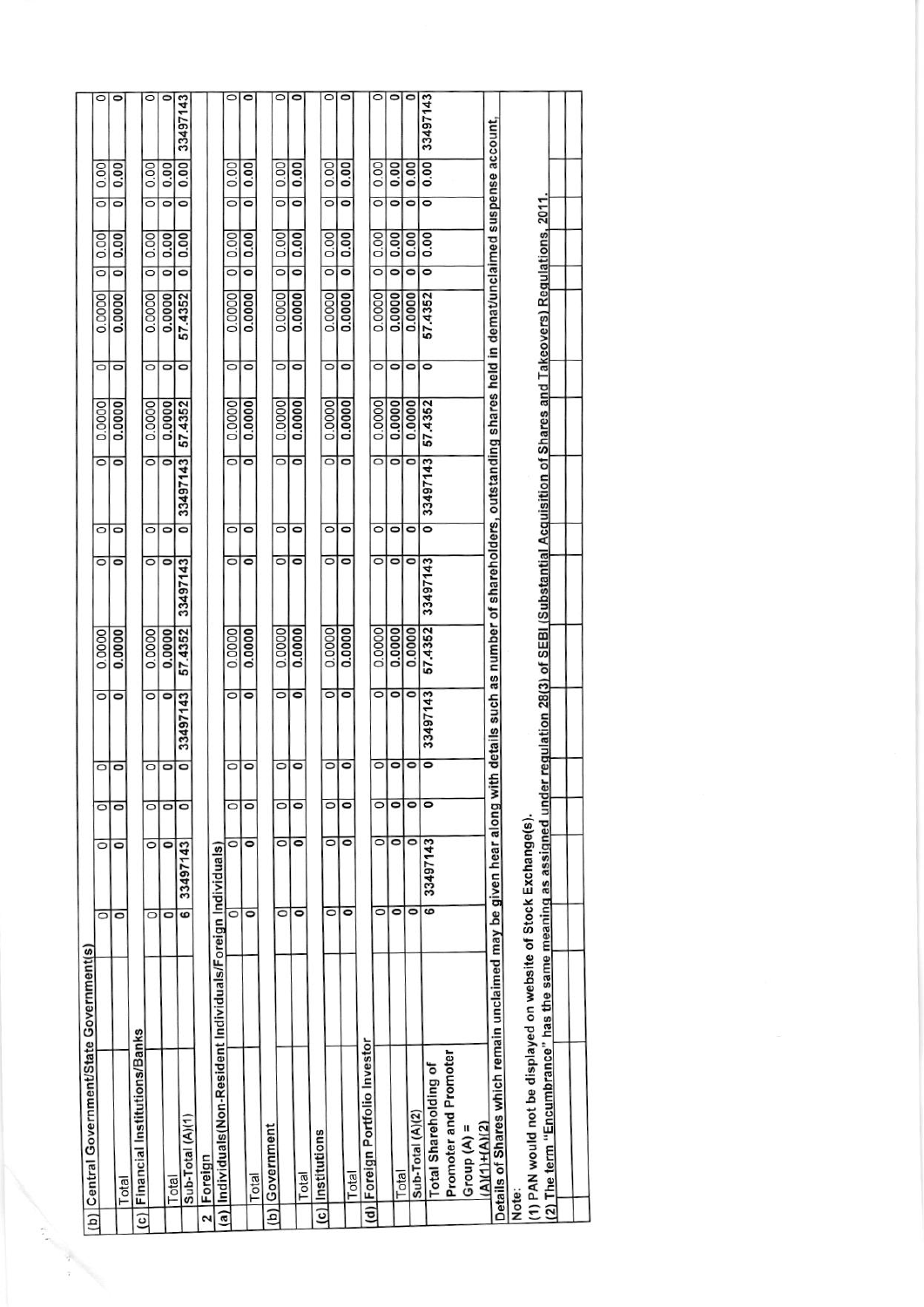| | | | | | | | | | | | | | | | | | | |
|---|---|---|---|---|---|---|---|---|---|---|---|---|---|---|---|---|---|---|
| (b) Central Government/State Government(s) | | | | | | | | | | | | | | | | | | |
| | | 0 | 0 | 0 | 0 | 0 | 0.0000 | 0 | 0 | 0 | 0.0000 | 0 | 0.0000 | 0 | 0.00 | 0 | 0.00 | 0 |
| Total | | 0 | 0 | 0 | 0 | 0 | 0.0000 | 0 | 0 | 0 | 0.0000 | 0 | 0.0000 | 0 | 0.00 | 0 | 0.00 | 0 |
| (c) Financial Institutions/Banks | | | | | | | | | | | | | | | | | | |
| | | 0 | 0 | 0 | 0 | 0 | 0.0000 | 0 | 0 | 0 | 0.0000 | 0 | 0.0000 | 0 | 0.00 | 0 | 0.00 | 0 |
| Total | | 0 | 0 | 0 | 0 | 0 | 0.0000 | 0 | 0 | 0 | 0.0000 | 0 | 0.0000 | 0 | 0.00 | 0 | 0.00 | 0 |
| Sub-Total (A)(1) | | 6 | 33497143 | 0 | 0 | 33497143 | 57.4352 | 33497143 | 0 | 33497143 | 57.4352 | 0 | 57.4352 | 0 | 0.00 | 0 | 0.00 | 33497143 |
| 2 Foreign | | | | | | | | | | | | | | | | | | |
| (a) Individuals(Non-Resident Individuals/Foreign Individuals) | | | | | | | | | | | | | | | | | | |
| | | 0 | 0 | 0 | 0 | 0 | 0.0000 | 0 | 0 | 0 | 0.0000 | 0 | 0.0000 | 0 | 0.00 | 0 | 0.00 | 0 |
| Total | | 0 | 0 | 0 | 0 | 0 | 0.0000 | 0 | 0 | 0 | 0.0000 | 0 | 0.0000 | 0 | 0.00 | 0 | 0.00 | 0 |
| (b) Government | | | | | | | | | | | | | | | | | | |
| | | 0 | 0 | 0 | 0 | 0 | 0.0000 | 0 | 0 | 0 | 0.0000 | 0 | 0.0000 | 0 | 0.00 | 0 | 0.00 | 0 |
| Total | | 0 | 0 | 0 | 0 | 0 | 0.0000 | 0 | 0 | 0 | 0.0000 | 0 | 0.0000 | 0 | 0.00 | 0 | 0.00 | 0 |
| (c) Institutions | | | | | | | | | | | | | | | | | | |
| | | 0 | 0 | 0 | 0 | 0 | 0.0000 | 0 | 0 | 0 | 0.0000 | 0 | 0.0000 | 0 | 0.00 | 0 | 0.00 | 0 |
| Total | | 0 | 0 | 0 | 0 | 0 | 0.0000 | 0 | 0 | 0 | 0.0000 | 0 | 0.0000 | 0 | 0.00 | 0 | 0.00 | 0 |
| (d) Foreign Portfolio Investor | | | | | | | | | | | | | | | | | | |
| | | 0 | 0 | 0 | 0 | 0 | 0.0000 | 0 | 0 | 0 | 0.0000 | 0 | 0.0000 | 0 | 0.00 | 0 | 0.00 | 0 |
| Total | | 0 | 0 | 0 | 0 | 0 | 0.0000 | 0 | 0 | 0 | 0.0000 | 0 | 0.0000 | 0 | 0.00 | 0 | 0.00 | 0 |
| Sub-Total (A)(2) | | 0 | 0 | 0 | 0 | 0 | 0.0000 | 0 | 0 | 0 | 0.0000 | 0 | 0.0000 | 0 | 0.00 | 0 | 0.00 | 0 |
| Total Shareholding of Promoter and Promoter Group (A) = (A)(1)+(A)(2) | | 6 | 33497143 | 0 | 0 | 33497143 | 57.4352 | 33497143 | 0 | 33497143 | 57.4352 | 0 | 57.4352 | 0 | 0.00 | 0 | 0.00 | 33497143 |

Details of Shares which remain unclaimed may be given hear along with details such as number of shareholders, outstanding shares held in demat/unclaimed suspense account, voting rights which are frozen etc.

Note:

(1) PAN would not be displayed on website of Stock Exchange(s).

(2) The term "Encumbrance" has the same meaning as assigned under regulation 28(3) of SEBI (Substantial Acquisition of Shares and Takeovers) Regulations, 2011.